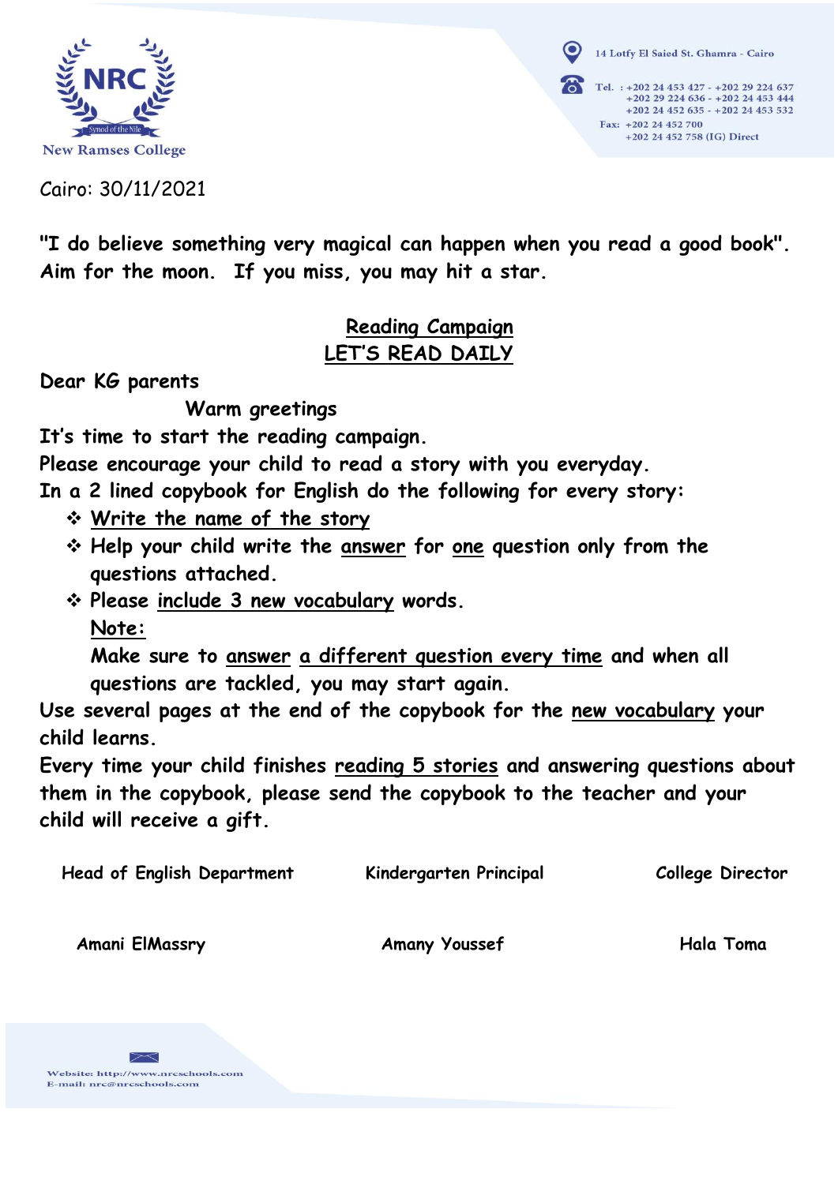NRC
Synod of the Nile
New Ramses College

14 Lotfy El Saied St. Ghamra - Cairo

Tel. : +202 24 453 427 - +202 29 224 637
+202 29 224 636 - +202 24 453 444
+202 24 452 635 - +202 24 453 532
Fax: +202 24 452 700
+202 24 452 758 (IG) Direct

Cairo: 30/11/2021

**"I do believe something very magical can happen when you read a good book". Aim for the moon. If you miss, you may hit a star.**

## <u>Reading Campaign</u>
## <u>LET'S READ DAILY</u>

**Dear KG parents**

**Warm greetings**

**It's time to start the reading campaign.**
**Please encourage your child to read a story with you everyday.**
**In a 2 lined copybook for English do the following for every story:**

- **<u>Write the name of the story</u>**
- **Help your child write the <u>answer</u> for <u>one</u> question only from the questions attached.**
- **Please <u>include 3 new vocabulary</u> words.**

  **<u>Note:</u>**

  **Make sure to <u>answer</u> <u>a different question every time</u> and when all questions are tackled, you may start again.**

**Use several pages at the end of the copybook for the <u>new vocabulary</u> your child learns.**

**Every time your child finishes <u>reading 5 stories</u> and answering questions about them in the copybook, please send the copybook to the teacher and your child will receive a gift.**

| Head of English Department | Kindergarten Principal | College Director |
| --- | --- | --- |
| Amani ElMassry | Amany Youssef | Hala Toma |

Website: http://www.nrcschools.com
E-mail: nrc@nrcschools.com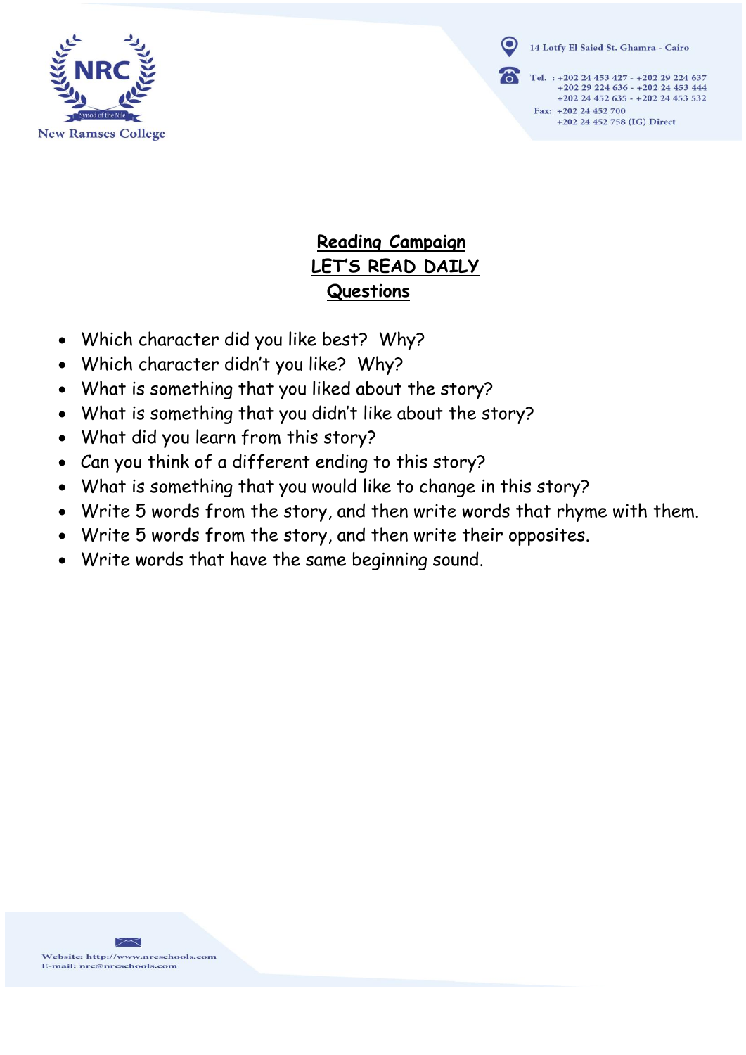## Reading Campaign

## LET'S READ DAILY

### Questions

- Which character did you like best? Why?
- Which character didn't you like? Why?
- What is something that you liked about the story?
- What is something that you didn't like about the story?
- What did you learn from this story?
- Can you think of a different ending to this story?
- What is something that you would like to change in this story?
- Write 5 words from the story, and then write words that rhyme with them.
- Write 5 words from the story, and then write their opposites.
- Write words that have the same beginning sound.